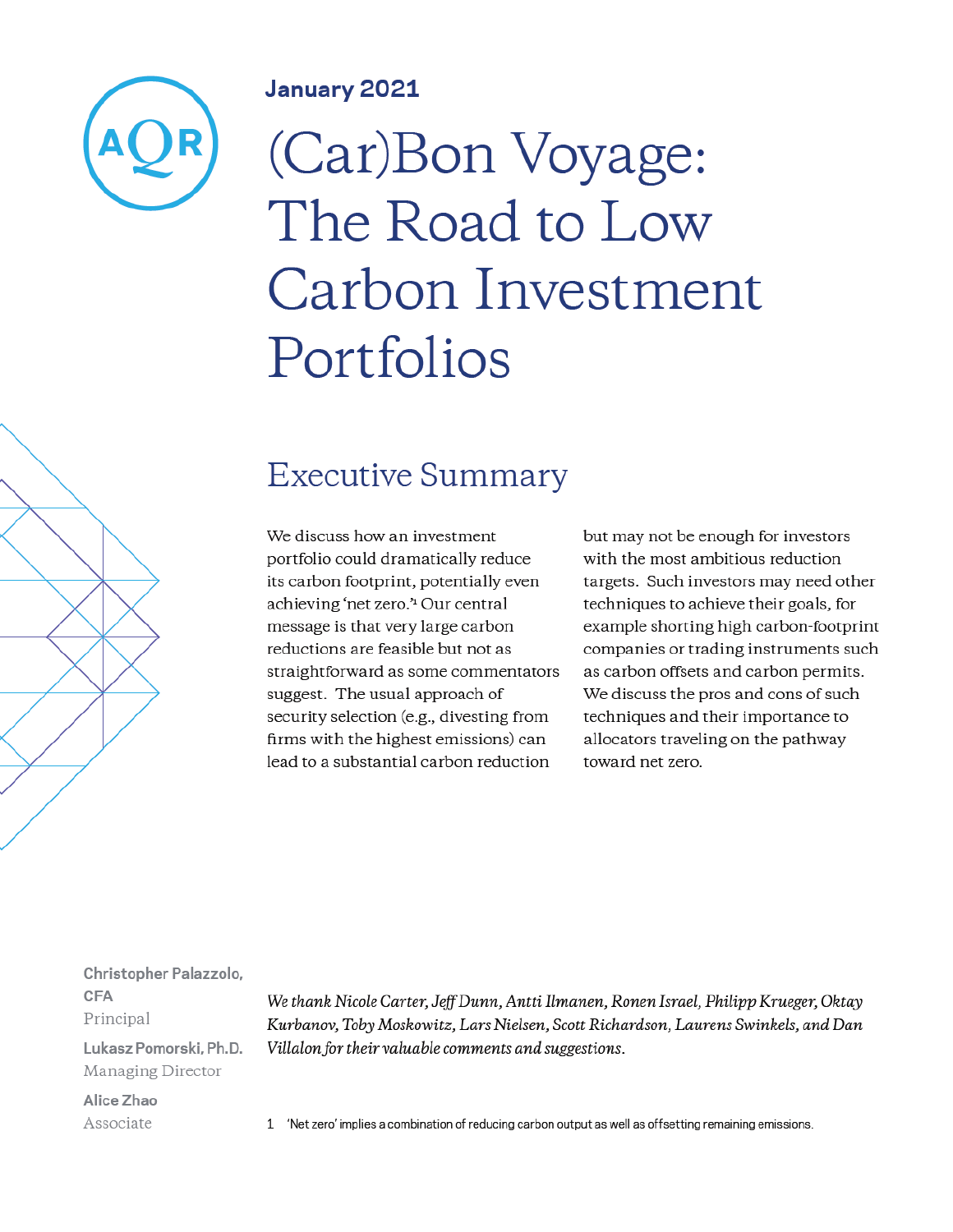January 2021

# (Car)Bon Voyage: The Road to Low Carbon Investment Portfolios

## Executive Summary

We discuss how an investment portfolio could dramatically reduce its carbon footprint, potentially even achieving 'net zero.'[1] Our central message is that very large carbon reductions are feasible but not as straightforward as some commentators suggest. The usual approach of security selection (e.g., divesting from firms with the highest emissions) can lead to a substantial carbon reduction but may not be enough for investors with the most ambitious reduction targets. Such investors may need other techniques to achieve their goals, for example shorting high carbon-footprint companies or trading instruments such as carbon offsets and carbon permits. We discuss the pros and cons of such techniques and their importance to allocators traveling on the pathway toward net zero.

**Christopher Palazzolo, CFA**
Principal

**Lukasz Pomorski, Ph.D.**
Managing Director

**Alice Zhao**
Associate

*We thank Nicole Carter, Jeff Dunn, Antti Ilmanen, Ronen Israel, Philipp Krueger, Oktay Kurbanov, Toby Moskowitz, Lars Nielsen, Scott Richardson, Laurens Swinkels, and Dan Villalon for their valuable comments and suggestions.*

1 'Net zero' implies a combination of reducing carbon output as well as offsetting remaining emissions.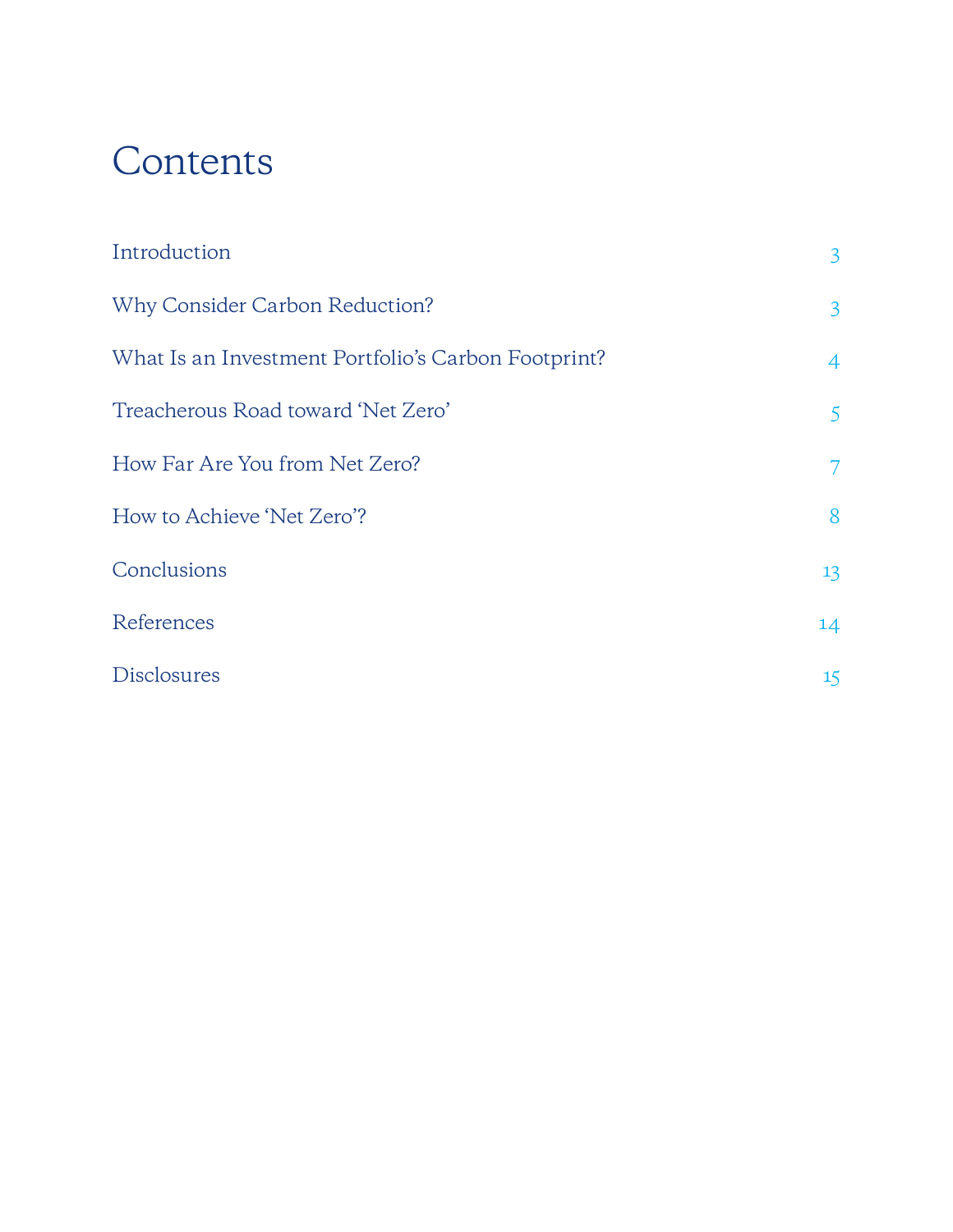# Contents

| | |
|---|---|
| Introduction | 3 |
| Why Consider Carbon Reduction? | 3 |
| What Is an Investment Portfolio's Carbon Footprint? | 4 |
| Treacherous Road toward 'Net Zero' | 5 |
| How Far Are You from Net Zero? | 7 |
| How to Achieve 'Net Zero'? | 8 |
| Conclusions | 13 |
| References | 14 |
| Disclosures | 15 |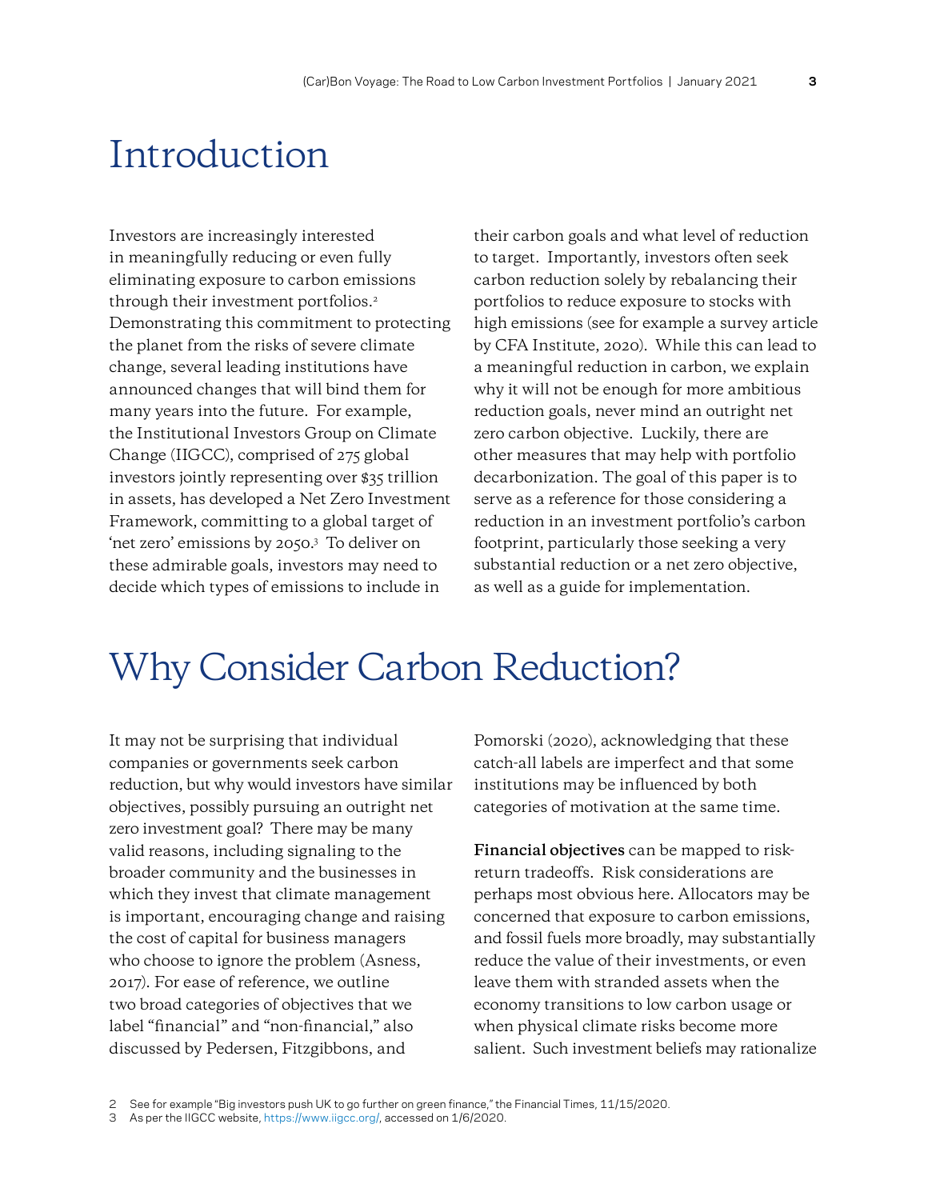# Introduction

Investors are increasingly interested in meaningfully reducing or even fully eliminating exposure to carbon emissions through their investment portfolios.[2] Demonstrating this commitment to protecting the planet from the risks of severe climate change, several leading institutions have announced changes that will bind them for many years into the future. For example, the Institutional Investors Group on Climate Change (IIGCC), comprised of 275 global investors jointly representing over $35 trillion in assets, has developed a Net Zero Investment Framework, committing to a global target of 'net zero' emissions by 2050.[3] To deliver on these admirable goals, investors may need to decide which types of emissions to include in their carbon goals and what level of reduction to target. Importantly, investors often seek carbon reduction solely by rebalancing their portfolios to reduce exposure to stocks with high emissions (see for example a survey article by CFA Institute, 2020). While this can lead to a meaningful reduction in carbon, we explain why it will not be enough for more ambitious reduction goals, never mind an outright net zero carbon objective. Luckily, there are other measures that may help with portfolio decarbonization. The goal of this paper is to serve as a reference for those considering a reduction in an investment portfolio's carbon footprint, particularly those seeking a very substantial reduction or a net zero objective, as well as a guide for implementation.

# Why Consider Carbon Reduction?

It may not be surprising that individual companies or governments seek carbon reduction, but why would investors have similar objectives, possibly pursuing an outright net zero investment goal? There may be many valid reasons, including signaling to the broader community and the businesses in which they invest that climate management is important, encouraging change and raising the cost of capital for business managers who choose to ignore the problem (Asness, 2017). For ease of reference, we outline two broad categories of objectives that we label "financial" and "non-financial," also discussed by Pedersen, Fitzgibbons, and Pomorski (2020), acknowledging that these catch-all labels are imperfect and that some institutions may be influenced by both categories of motivation at the same time.

**Financial objectives** can be mapped to risk-return tradeoffs. Risk considerations are perhaps most obvious here. Allocators may be concerned that exposure to carbon emissions, and fossil fuels more broadly, may substantially reduce the value of their investments, or even leave them with stranded assets when the economy transitions to low carbon usage or when physical climate risks become more salient. Such investment beliefs may rationalize

2 See for example "Big investors push UK to go further on green finance," the Financial Times, 11/15/2020.

3 As per the IIGCC website, https://www.iigcc.org/, accessed on 1/6/2020.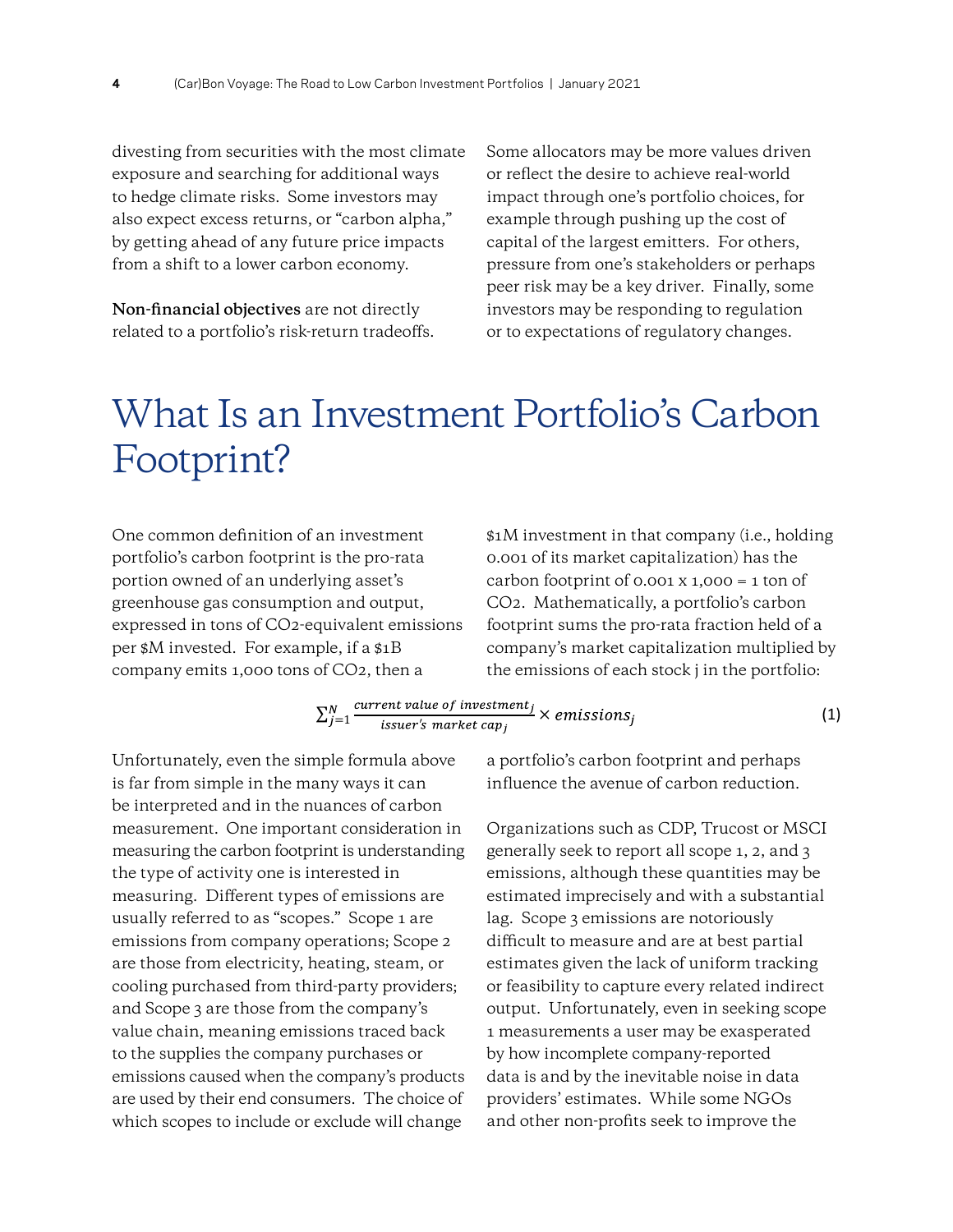divesting from securities with the most climate exposure and searching for additional ways to hedge climate risks. Some investors may also expect excess returns, or "carbon alpha," by getting ahead of any future price impacts from a shift to a lower carbon economy.

**Non-financial objectives** are not directly related to a portfolio's risk-return tradeoffs. Some allocators may be more values driven or reflect the desire to achieve real-world impact through one's portfolio choices, for example through pushing up the cost of capital of the largest emitters. For others, pressure from one's stakeholders or perhaps peer risk may be a key driver. Finally, some investors may be responding to regulation or to expectations of regulatory changes.

# What Is an Investment Portfolio's Carbon Footprint?

One common definition of an investment portfolio's carbon footprint is the pro-rata portion owned of an underlying asset's greenhouse gas consumption and output, expressed in tons of $CO_2$-equivalent emissions per \$M invested. For example, if a \$1B company emits 1,000 tons of $CO_2$, then a \$1M investment in that company (i.e., holding 0.001 of its market capitalization) has the carbon footprint of 0.001 x 1,000 = 1 ton of $CO_2$. Mathematically, a portfolio's carbon footprint sums the pro-rata fraction held of a company's market capitalization multiplied by the emissions of each stock j in the portfolio:

$$\sum_{j=1}^{N} \frac{current\ value\ of\ investment_j}{issuer's\ market\ cap_j} \times emissions_j \tag{1}$$

Unfortunately, even the simple formula above is far from simple in the many ways it can be interpreted and in the nuances of carbon measurement. One important consideration in measuring the carbon footprint is understanding the type of activity one is interested in measuring. Different types of emissions are usually referred to as "scopes." Scope 1 are emissions from company operations; Scope 2 are those from electricity, heating, steam, or cooling purchased from third-party providers; and Scope 3 are those from the company's value chain, meaning emissions traced back to the supplies the company purchases or emissions caused when the company's products are used by their end consumers. The choice of which scopes to include or exclude will change a portfolio's carbon footprint and perhaps influence the avenue of carbon reduction.

Organizations such as CDP, Trucost or MSCI generally seek to report all scope 1, 2, and 3 emissions, although these quantities may be estimated imprecisely and with a substantial lag. Scope 3 emissions are notoriously difficult to measure and are at best partial estimates given the lack of uniform tracking or feasibility to capture every related indirect output. Unfortunately, even in seeking scope 1 measurements a user may be exasperated by how incomplete company-reported data is and by the inevitable noise in data providers' estimates. While some NGOs and other non-profits seek to improve the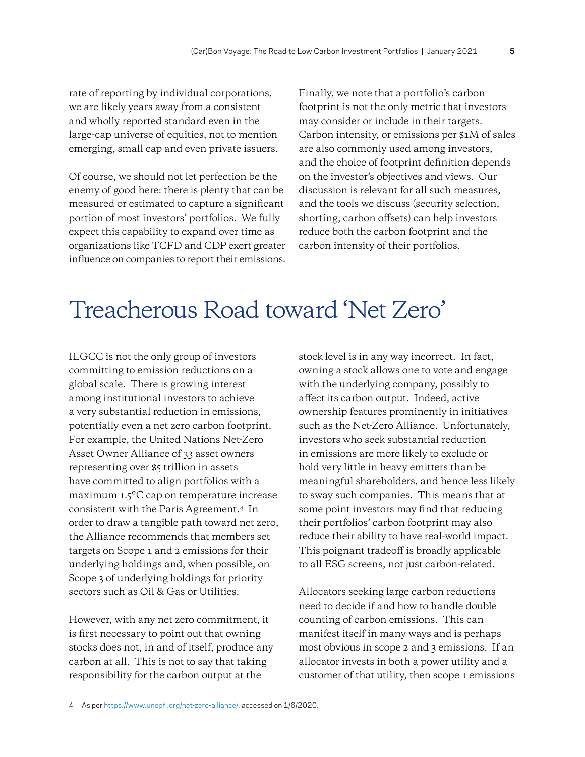rate of reporting by individual corporations, we are likely years away from a consistent and wholly reported standard even in the large-cap universe of equities, not to mention emerging, small cap and even private issuers.

Of course, we should not let perfection be the enemy of good here: there is plenty that can be measured or estimated to capture a significant portion of most investors' portfolios. We fully expect this capability to expand over time as organizations like TCFD and CDP exert greater influence on companies to report their emissions.

Finally, we note that a portfolio's carbon footprint is not the only metric that investors may consider or include in their targets. Carbon intensity, or emissions per $1M of sales are also commonly used among investors, and the choice of footprint definition depends on the investor's objectives and views. Our discussion is relevant for all such measures, and the tools we discuss (security selection, shorting, carbon offsets) can help investors reduce both the carbon footprint and the carbon intensity of their portfolios.

# Treacherous Road toward 'Net Zero'

ILGCC is not the only group of investors committing to emission reductions on a global scale. There is growing interest among institutional investors to achieve a very substantial reduction in emissions, potentially even a net zero carbon footprint. For example, the United Nations Net-Zero Asset Owner Alliance of 33 asset owners representing over $5 trillion in assets have committed to align portfolios with a maximum 1.5°C cap on temperature increase consistent with the Paris Agreement.[4] In order to draw a tangible path toward net zero, the Alliance recommends that members set targets on Scope 1 and 2 emissions for their underlying holdings and, when possible, on Scope 3 of underlying holdings for priority sectors such as Oil & Gas or Utilities.

However, with any net zero commitment, it is first necessary to point out that owning stocks does not, in and of itself, produce any carbon at all. This is not to say that taking responsibility for the carbon output at the stock level is in any way incorrect. In fact, owning a stock allows one to vote and engage with the underlying company, possibly to affect its carbon output. Indeed, active ownership features prominently in initiatives such as the Net-Zero Alliance. Unfortunately, investors who seek substantial reduction in emissions are more likely to exclude or hold very little in heavy emitters than be meaningful shareholders, and hence less likely to sway such companies. This means that at some point investors may find that reducing their portfolios' carbon footprint may also reduce their ability to have real-world impact. This poignant tradeoff is broadly applicable to all ESG screens, not just carbon-related.

Allocators seeking large carbon reductions need to decide if and how to handle double counting of carbon emissions. This can manifest itself in many ways and is perhaps most obvious in scope 2 and 3 emissions. If an allocator invests in both a power utility and a customer of that utility, then scope 1 emissions

4 As per https://www.unepfi.org/net-zero-alliance/, accessed on 1/6/2020.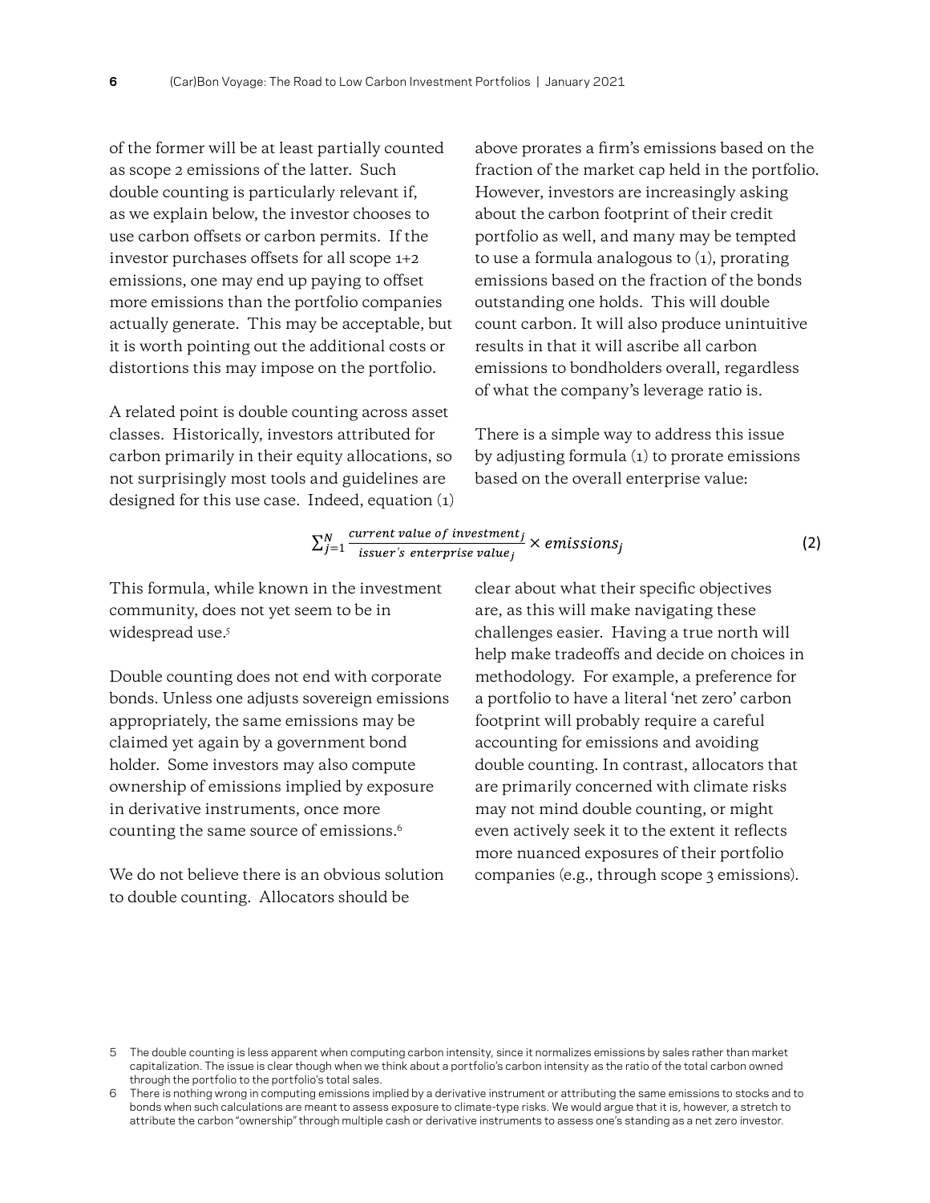of the former will be at least partially counted as scope 2 emissions of the latter. Such double counting is particularly relevant if, as we explain below, the investor chooses to use carbon offsets or carbon permits. If the investor purchases offsets for all scope 1+2 emissions, one may end up paying to offset more emissions than the portfolio companies actually generate. This may be acceptable, but it is worth pointing out the additional costs or distortions this may impose on the portfolio.

A related point is double counting across asset classes. Historically, investors attributed for carbon primarily in their equity allocations, so not surprisingly most tools and guidelines are designed for this use case. Indeed, equation (1) above prorates a firm's emissions based on the fraction of the market cap held in the portfolio. However, investors are increasingly asking about the carbon footprint of their credit portfolio as well, and many may be tempted to use a formula analogous to (1), prorating emissions based on the fraction of the bonds outstanding one holds. This will double count carbon. It will also produce unintuitive results in that it will ascribe all carbon emissions to bondholders overall, regardless of what the company's leverage ratio is.

There is a simple way to address this issue by adjusting formula (1) to prorate emissions based on the overall enterprise value:

$$\sum_{j=1}^{N} \frac{current\ value\ of\ investment_j}{issuer's\ enterprise\ value_j} \times emissions_j \tag{2}$$

This formula, while known in the investment community, does not yet seem to be in widespread use.[5]

Double counting does not end with corporate bonds. Unless one adjusts sovereign emissions appropriately, the same emissions may be claimed yet again by a government bond holder. Some investors may also compute ownership of emissions implied by exposure in derivative instruments, once more counting the same source of emissions.[6]

We do not believe there is an obvious solution to double counting. Allocators should be clear about what their specific objectives are, as this will make navigating these challenges easier. Having a true north will help make tradeoffs and decide on choices in methodology. For example, a preference for a portfolio to have a literal 'net zero' carbon footprint will probably require a careful accounting for emissions and avoiding double counting. In contrast, allocators that are primarily concerned with climate risks may not mind double counting, or might even actively seek it to the extent it reflects more nuanced exposures of their portfolio companies (e.g., through scope 3 emissions).

5 The double counting is less apparent when computing carbon intensity, since it normalizes emissions by sales rather than market capitalization. The issue is clear though when we think about a portfolio's carbon intensity as the ratio of the total carbon owned through the portfolio to the portfolio's total sales.

6 There is nothing wrong in computing emissions implied by a derivative instrument or attributing the same emissions to stocks and to bonds when such calculations are meant to assess exposure to climate-type risks. We would argue that it is, however, a stretch to attribute the carbon "ownership" through multiple cash or derivative instruments to assess one's standing as a net zero investor.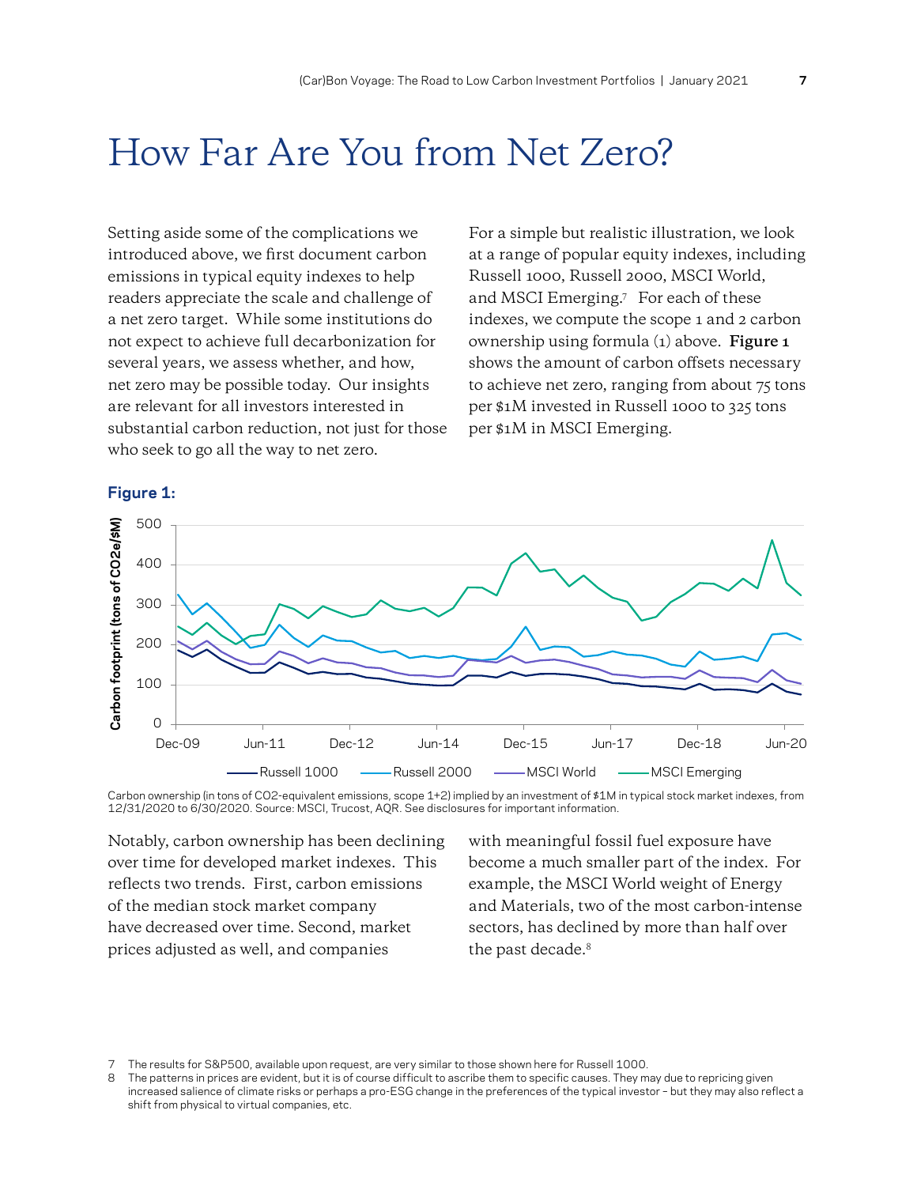# How Far Are You from Net Zero?

Setting aside some of the complications we introduced above, we first document carbon emissions in typical equity indexes to help readers appreciate the scale and challenge of a net zero target. While some institutions do not expect to achieve full decarbonization for several years, we assess whether, and how, net zero may be possible today. Our insights are relevant for all investors interested in substantial carbon reduction, not just for those who seek to go all the way to net zero.

For a simple but realistic illustration, we look at a range of popular equity indexes, including Russell 1000, Russell 2000, MSCI World, and MSCI Emerging.[7] For each of these indexes, we compute the scope 1 and 2 carbon ownership using formula (1) above. **Figure 1** shows the amount of carbon offsets necessary to achieve net zero, ranging from about 75 tons per $1M invested in Russell 1000 to 325 tons per $1M in MSCI Emerging.

**Figure 1:**

Carbon ownership (in tons of CO2-equivalent emissions, scope 1+2) implied by an investment of $1M in typical stock market indexes, from 12/31/2020 to 6/30/2020. Source: MSCI, Trucost, AQR. See disclosures for important information.

Notably, carbon ownership has been declining over time for developed market indexes. This reflects two trends. First, carbon emissions of the median stock market company have decreased over time. Second, market prices adjusted as well, and companies with meaningful fossil fuel exposure have become a much smaller part of the index. For example, the MSCI World weight of Energy and Materials, two of the most carbon-intense sectors, has declined by more than half over the past decade.[8]

---

7 The results for S&P500, available upon request, are very similar to those shown here for Russell 1000.

8 The patterns in prices are evident, but it is of course difficult to ascribe them to specific causes. They may due to repricing given increased salience of climate risks or perhaps a pro-ESG change in the preferences of the typical investor – but they may also reflect a shift from physical to virtual companies, etc.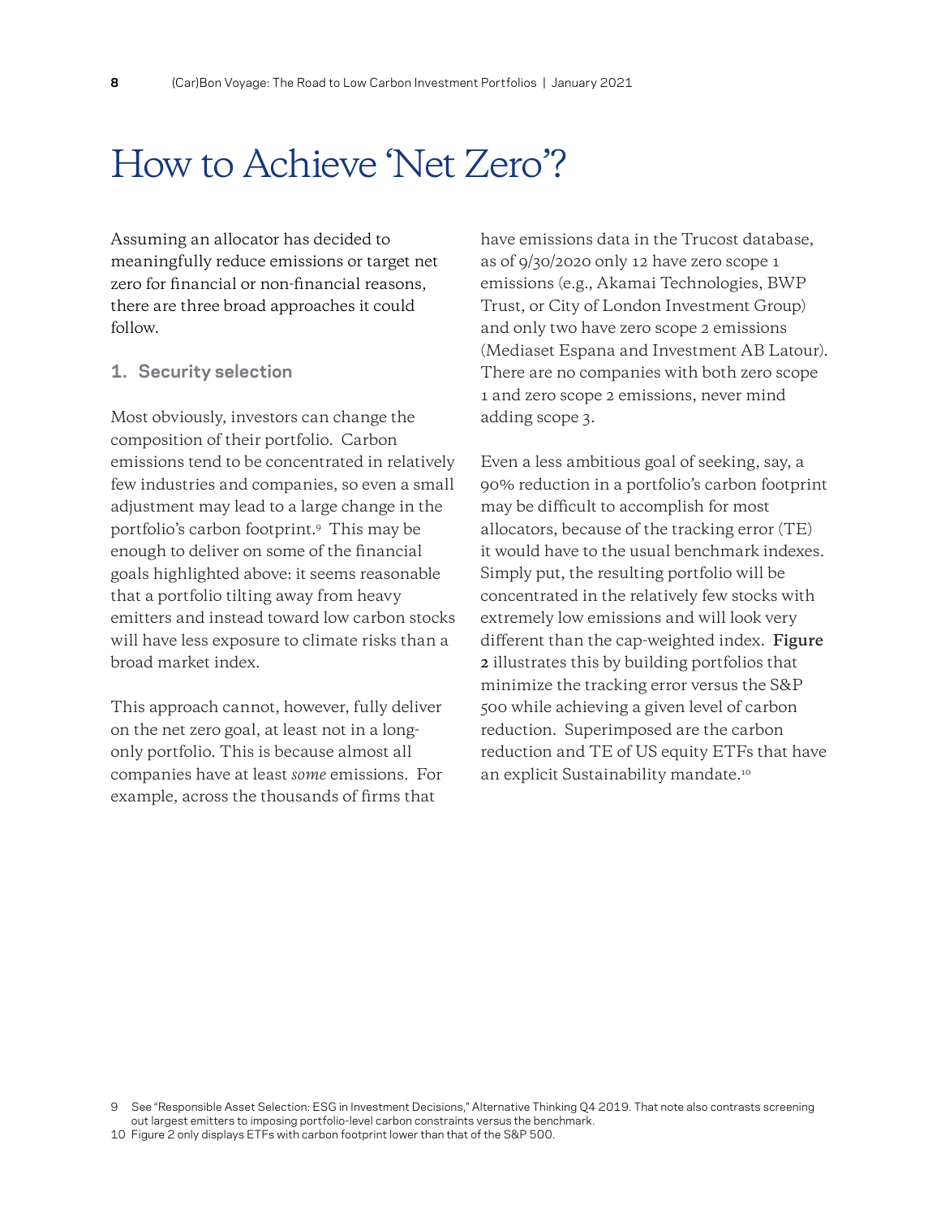# How to Achieve 'Net Zero'?

Assuming an allocator has decided to meaningfully reduce emissions or target net zero for financial or non-financial reasons, there are three broad approaches it could follow.

### 1. Security selection

Most obviously, investors can change the composition of their portfolio. Carbon emissions tend to be concentrated in relatively few industries and companies, so even a small adjustment may lead to a large change in the portfolio's carbon footprint.[9] This may be enough to deliver on some of the financial goals highlighted above: it seems reasonable that a portfolio tilting away from heavy emitters and instead toward low carbon stocks will have less exposure to climate risks than a broad market index.

This approach cannot, however, fully deliver on the net zero goal, at least not in a long-only portfolio. This is because almost all companies have at least *some* emissions. For example, across the thousands of firms that have emissions data in the Trucost database, as of 9/30/2020 only 12 have zero scope 1 emissions (e.g., Akamai Technologies, BWP Trust, or City of London Investment Group) and only two have zero scope 2 emissions (Mediaset Espana and Investment AB Latour). There are no companies with both zero scope 1 and zero scope 2 emissions, never mind adding scope 3.

Even a less ambitious goal of seeking, say, a 90% reduction in a portfolio's carbon footprint may be difficult to accomplish for most allocators, because of the tracking error (TE) it would have to the usual benchmark indexes. Simply put, the resulting portfolio will be concentrated in the relatively few stocks with extremely low emissions and will look very different than the cap-weighted index. **Figure 2** illustrates this by building portfolios that minimize the tracking error versus the S&P 500 while achieving a given level of carbon reduction. Superimposed are the carbon reduction and TE of US equity ETFs that have an explicit Sustainability mandate.[10]

9 See "Responsible Asset Selection: ESG in Investment Decisions," Alternative Thinking Q4 2019. That note also contrasts screening out largest emitters to imposing portfolio-level carbon constraints versus the benchmark.

10 Figure 2 only displays ETFs with carbon footprint lower than that of the S&P 500.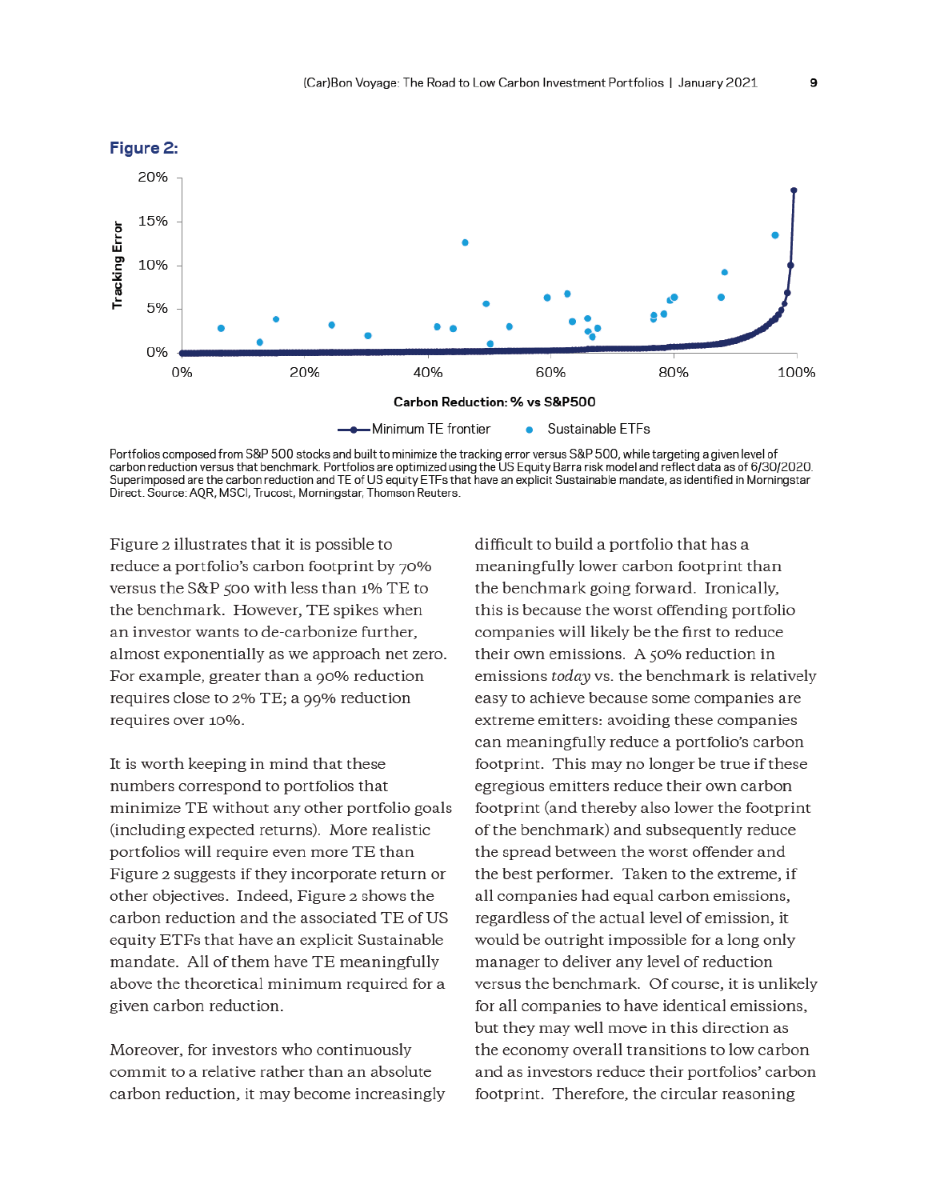**Figure 2:**

Portfolios composed from S&P 500 stocks and built to minimize the tracking error versus S&P 500, while targeting a given level of carbon reduction versus that benchmark. Portfolios are optimized using the US Equity Barra risk model and reflect data as of 6/30/2020. Superimposed are the carbon reduction and TE of US equity ETFs that have an explicit Sustainable mandate, as identified in Morningstar Direct. Source: AQR, MSCI, Trucost, Morningstar, Thomson Reuters.

Figure 2 illustrates that it is possible to reduce a portfolio's carbon footprint by 70% versus the S&P 500 with less than 1% TE to the benchmark. However, TE spikes when an investor wants to de-carbonize further, almost exponentially as we approach net zero. For example, greater than a 90% reduction requires close to 2% TE; a 99% reduction requires over 10%.

It is worth keeping in mind that these numbers correspond to portfolios that minimize TE without any other portfolio goals (including expected returns). More realistic portfolios will require even more TE than Figure 2 suggests if they incorporate return or other objectives. Indeed, Figure 2 shows the carbon reduction and the associated TE of US equity ETFs that have an explicit Sustainable mandate. All of them have TE meaningfully above the theoretical minimum required for a given carbon reduction.

Moreover, for investors who continuously commit to a relative rather than an absolute carbon reduction, it may become increasingly difficult to build a portfolio that has a meaningfully lower carbon footprint than the benchmark going forward. Ironically, this is because the worst offending portfolio companies will likely be the first to reduce their own emissions. A 50% reduction in emissions *today* vs. the benchmark is relatively easy to achieve because some companies are extreme emitters: avoiding these companies can meaningfully reduce a portfolio's carbon footprint. This may no longer be true if these egregious emitters reduce their own carbon footprint (and thereby also lower the footprint of the benchmark) and subsequently reduce the spread between the worst offender and the best performer. Taken to the extreme, if all companies had equal carbon emissions, regardless of the actual level of emission, it would be outright impossible for a long only manager to deliver any level of reduction versus the benchmark. Of course, it is unlikely for all companies to have identical emissions, but they may well move in this direction as the economy overall transitions to low carbon and as investors reduce their portfolios' carbon footprint. Therefore, the circular reasoning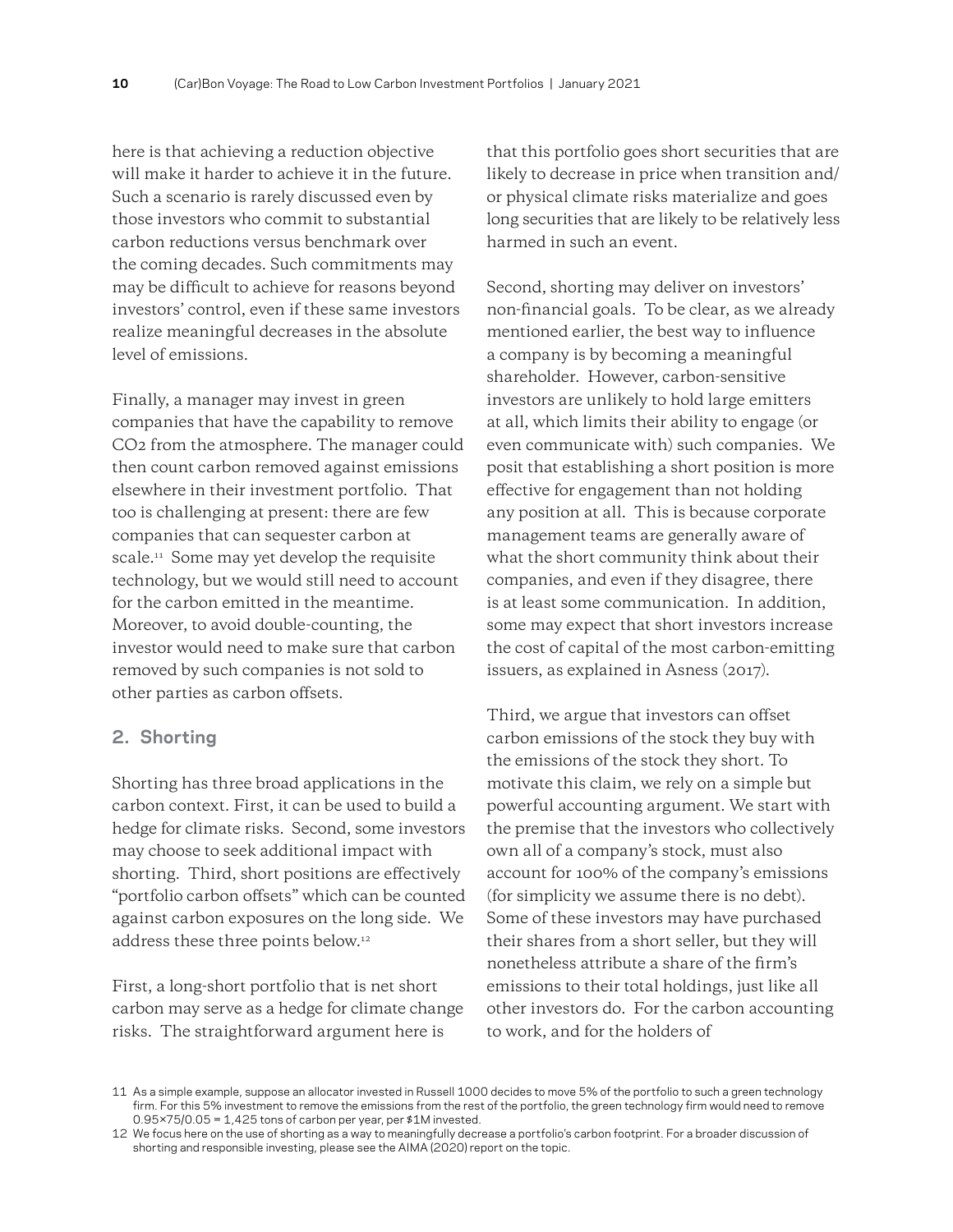here is that achieving a reduction objective will make it harder to achieve it in the future. Such a scenario is rarely discussed even by those investors who commit to substantial carbon reductions versus benchmark over the coming decades. Such commitments may may be difficult to achieve for reasons beyond investors' control, even if these same investors realize meaningful decreases in the absolute level of emissions.

Finally, a manager may invest in green companies that have the capability to remove $CO_2$ from the atmosphere. The manager could then count carbon removed against emissions elsewhere in their investment portfolio. That too is challenging at present: there are few companies that can sequester carbon at scale.[11] Some may yet develop the requisite technology, but we would still need to account for the carbon emitted in the meantime. Moreover, to avoid double-counting, the investor would need to make sure that carbon removed by such companies is not sold to other parties as carbon offsets.

## 2. Shorting

Shorting has three broad applications in the carbon context. First, it can be used to build a hedge for climate risks. Second, some investors may choose to seek additional impact with shorting. Third, short positions are effectively "portfolio carbon offsets" which can be counted against carbon exposures on the long side. We address these three points below.[12]

First, a long-short portfolio that is net short carbon may serve as a hedge for climate change risks. The straightforward argument here is that this portfolio goes short securities that are likely to decrease in price when transition and/or physical climate risks materialize and goes long securities that are likely to be relatively less harmed in such an event.

Second, shorting may deliver on investors' non-financial goals. To be clear, as we already mentioned earlier, the best way to influence a company is by becoming a meaningful shareholder. However, carbon-sensitive investors are unlikely to hold large emitters at all, which limits their ability to engage (or even communicate with) such companies. We posit that establishing a short position is more effective for engagement than not holding any position at all. This is because corporate management teams are generally aware of what the short community think about their companies, and even if they disagree, there is at least some communication. In addition, some may expect that short investors increase the cost of capital of the most carbon-emitting issuers, as explained in Asness (2017).

Third, we argue that investors can offset carbon emissions of the stock they buy with the emissions of the stock they short. To motivate this claim, we rely on a simple but powerful accounting argument. We start with the premise that the investors who collectively own all of a company's stock, must also account for 100% of the company's emissions (for simplicity we assume there is no debt). Some of these investors may have purchased their shares from a short seller, but they will nonetheless attribute a share of the firm's emissions to their total holdings, just like all other investors do. For the carbon accounting to work, and for the holders of

---

11 As a simple example, suppose an allocator invested in Russell 1000 decides to move 5% of the portfolio to such a green technology firm. For this 5% investment to remove the emissions from the rest of the portfolio, the green technology firm would need to remove $0.95 \times 75/0.05 = 1{,}425$ tons of carbon per year, per $1M invested.

12 We focus here on the use of shorting as a way to meaningfully decrease a portfolio's carbon footprint. For a broader discussion of shorting and responsible investing, please see the AIMA (2020) report on the topic.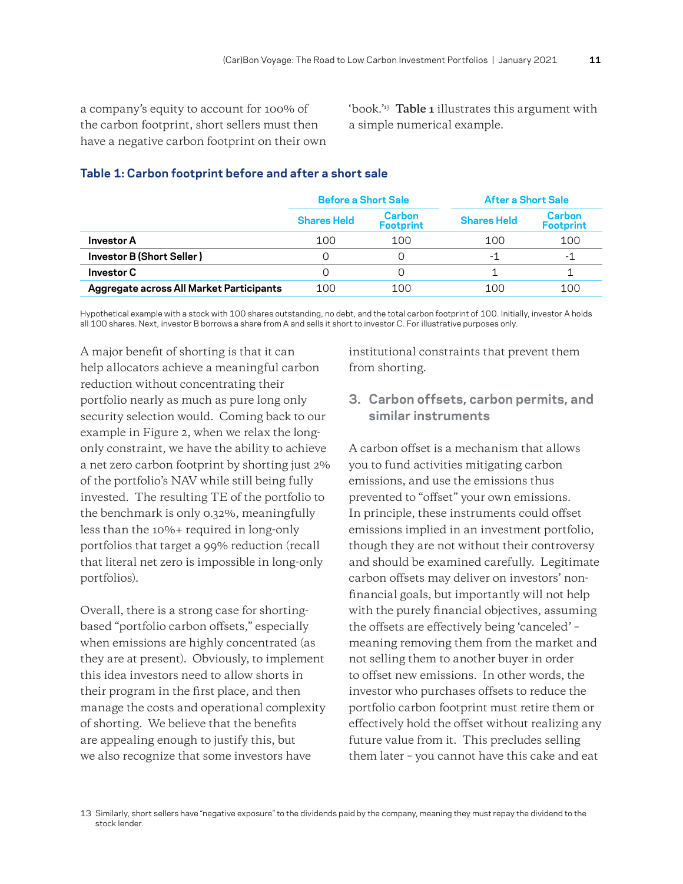a company's equity to account for 100% of the carbon footprint, short sellers must then have a negative carbon footprint on their own 'book.'[13] **Table 1** illustrates this argument with a simple numerical example.

**Table 1: Carbon footprint before and after a short sale**

| | Before a Short Sale | | After a Short Sale | |
|---|---|---|---|---|
| | Shares Held | Carbon Footprint | Shares Held | Carbon Footprint |
| **Investor A** | 100 | 100 | 100 | 100 |
| **Investor B (Short Seller )** | 0 | 0 | -1 | -1 |
| **Investor C** | 0 | 0 | 1 | 1 |
| **Aggregate across All Market Participants** | 100 | 100 | 100 | 100 |

Hypothetical example with a stock with 100 shares outstanding, no debt, and the total carbon footprint of 100. Initially, investor A holds all 100 shares. Next, investor B borrows a share from A and sells it short to investor C. For illustrative purposes only.

A major benefit of shorting is that it can help allocators achieve a meaningful carbon reduction without concentrating their portfolio nearly as much as pure long only security selection would. Coming back to our example in Figure 2, when we relax the long-only constraint, we have the ability to achieve a net zero carbon footprint by shorting just 2% of the portfolio's NAV while still being fully invested. The resulting TE of the portfolio to the benchmark is only 0.32%, meaningfully less than the 10%+ required in long-only portfolios that target a 99% reduction (recall that literal net zero is impossible in long-only portfolios).

Overall, there is a strong case for shorting-based "portfolio carbon offsets," especially when emissions are highly concentrated (as they are at present). Obviously, to implement this idea investors need to allow shorts in their program in the first place, and then manage the costs and operational complexity of shorting. We believe that the benefits are appealing enough to justify this, but we also recognize that some investors have institutional constraints that prevent them from shorting.

## 3. Carbon offsets, carbon permits, and similar instruments

A carbon offset is a mechanism that allows you to fund activities mitigating carbon emissions, and use the emissions thus prevented to "offset" your own emissions. In principle, these instruments could offset emissions implied in an investment portfolio, though they are not without their controversy and should be examined carefully. Legitimate carbon offsets may deliver on investors' non-financial goals, but importantly will not help with the purely financial objectives, assuming the offsets are effectively being 'canceled' – meaning removing them from the market and not selling them to another buyer in order to offset new emissions. In other words, the investor who purchases offsets to reduce the portfolio carbon footprint must retire them or effectively hold the offset without realizing any future value from it. This precludes selling them later – you cannot have this cake and eat

[13] Similarly, short sellers have "negative exposure" to the dividends paid by the company, meaning they must repay the dividend to the stock lender.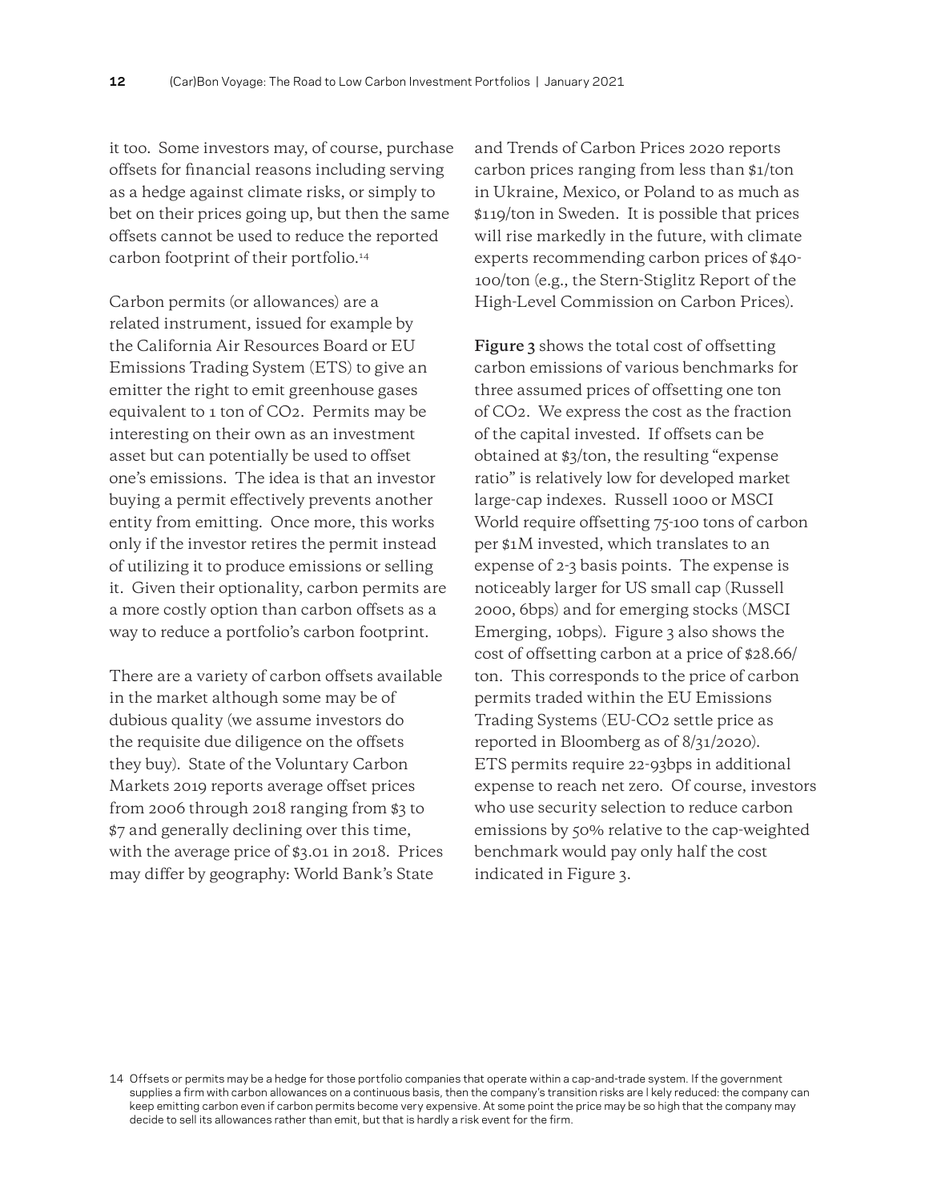it too. Some investors may, of course, purchase offsets for financial reasons including serving as a hedge against climate risks, or simply to bet on their prices going up, but then the same offsets cannot be used to reduce the reported carbon footprint of their portfolio.[14]

Carbon permits (or allowances) are a related instrument, issued for example by the California Air Resources Board or EU Emissions Trading System (ETS) to give an emitter the right to emit greenhouse gases equivalent to 1 ton of $CO_2$. Permits may be interesting on their own as an investment asset but can potentially be used to offset one's emissions. The idea is that an investor buying a permit effectively prevents another entity from emitting. Once more, this works only if the investor retires the permit instead of utilizing it to produce emissions or selling it. Given their optionality, carbon permits are a more costly option than carbon offsets as a way to reduce a portfolio's carbon footprint.

There are a variety of carbon offsets available in the market although some may be of dubious quality (we assume investors do the requisite due diligence on the offsets they buy). State of the Voluntary Carbon Markets 2019 reports average offset prices from 2006 through 2018 ranging from $3 to $7 and generally declining over this time, with the average price of $3.01 in 2018. Prices may differ by geography: World Bank's State and Trends of Carbon Prices 2020 reports carbon prices ranging from less than $1/ton in Ukraine, Mexico, or Poland to as much as $119/ton in Sweden. It is possible that prices will rise markedly in the future, with climate experts recommending carbon prices of $40-100/ton (e.g., the Stern-Stiglitz Report of the High-Level Commission on Carbon Prices).

**Figure 3** shows the total cost of offsetting carbon emissions of various benchmarks for three assumed prices of offsetting one ton of $CO_2$. We express the cost as the fraction of the capital invested. If offsets can be obtained at $3/ton, the resulting "expense ratio" is relatively low for developed market large-cap indexes. Russell 1000 or MSCI World require offsetting 75-100 tons of carbon per $1M invested, which translates to an expense of 2-3 basis points. The expense is noticeably larger for US small cap (Russell 2000, 6bps) and for emerging stocks (MSCI Emerging, 10bps). Figure 3 also shows the cost of offsetting carbon at a price of $28.66/ton. This corresponds to the price of carbon permits traded within the EU Emissions Trading Systems (EU-$CO_2$ settle price as reported in Bloomberg as of 8/31/2020). ETS permits require 22-93bps in additional expense to reach net zero. Of course, investors who use security selection to reduce carbon emissions by 50% relative to the cap-weighted benchmark would pay only half the cost indicated in Figure 3.

[14] Offsets or permits may be a hedge for those portfolio companies that operate within a cap-and-trade system. If the government supplies a firm with carbon allowances on a continuous basis, then the company's transition risks are likely reduced: the company can keep emitting carbon even if carbon permits become very expensive. At some point the price may be so high that the company may decide to sell its allowances rather than emit, but that is hardly a risk event for the firm.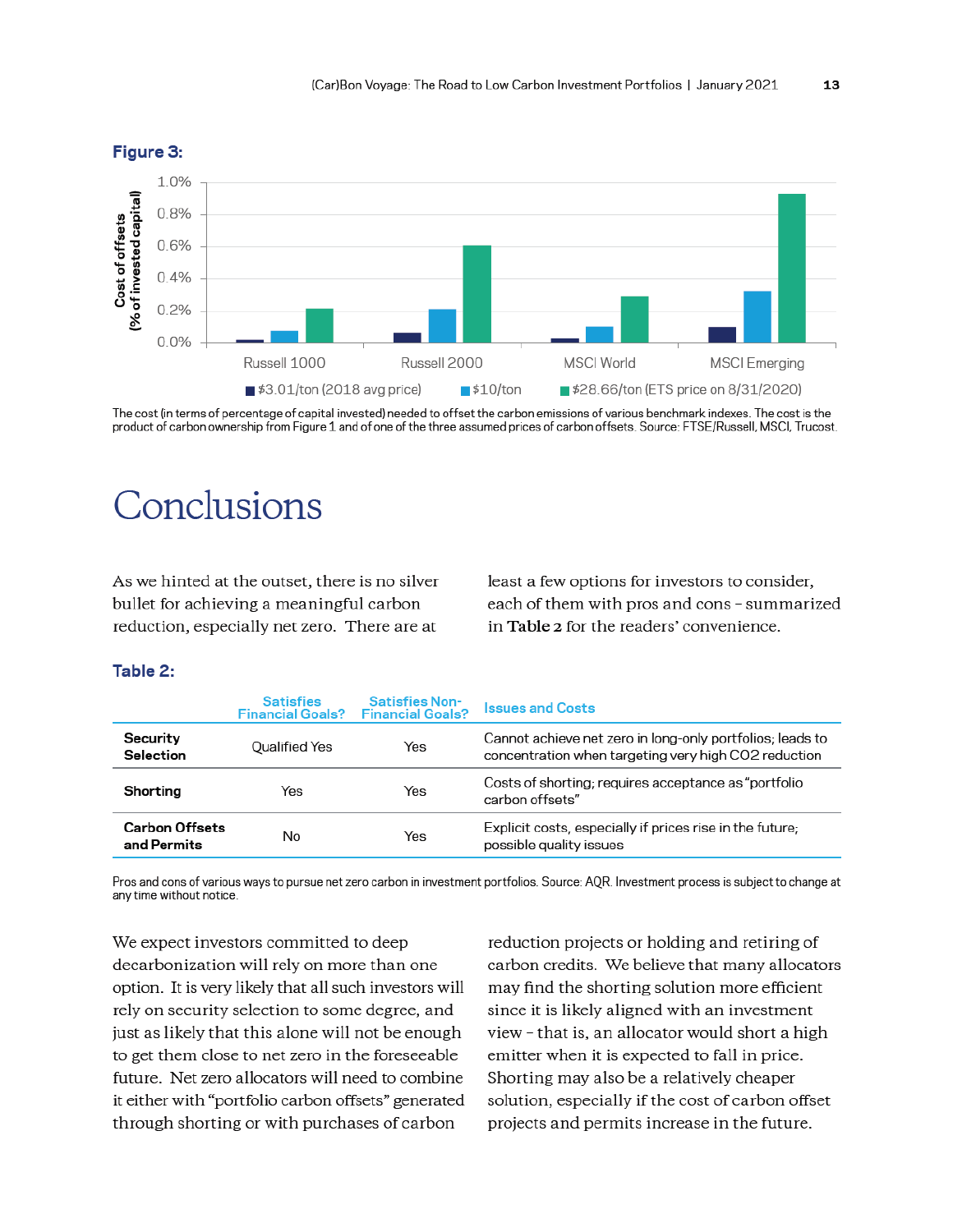**Figure 3:**

The cost (in terms of percentage of capital invested) needed to offset the carbon emissions of various benchmark indexes. The cost is the product of carbon ownership from Figure 1 and of one of the three assumed prices of carbon offsets. Source: FTSE/Russell, MSCI, Trucost.

# Conclusions

As we hinted at the outset, there is no silver bullet for achieving a meaningful carbon reduction, especially net zero. There are at least a few options for investors to consider, each of them with pros and cons – summarized in **Table 2** for the readers' convenience.

**Table 2:**

| | Satisfies Financial Goals? | Satisfies Non-Financial Goals? | Issues and Costs |
|---|---|---|---|
| **Security Selection** | Qualified Yes | Yes | Cannot achieve net zero in long-only portfolios; leads to concentration when targeting very high CO2 reduction |
| **Shorting** | Yes | Yes | Costs of shorting; requires acceptance as "portfolio carbon offsets" |
| **Carbon Offsets and Permits** | No | Yes | Explicit costs, especially if prices rise in the future; possible quality issues |

Pros and cons of various ways to pursue net zero carbon in investment portfolios. Source: AQR. Investment process is subject to change at any time without notice.

We expect investors committed to deep decarbonization will rely on more than one option. It is very likely that all such investors will rely on security selection to some degree, and just as likely that this alone will not be enough to get them close to net zero in the foreseeable future. Net zero allocators will need to combine it either with "portfolio carbon offsets" generated through shorting or with purchases of carbon reduction projects or holding and retiring of carbon credits. We believe that many allocators may find the shorting solution more efficient since it is likely aligned with an investment view – that is, an allocator would short a high emitter when it is expected to fall in price. Shorting may also be a relatively cheaper solution, especially if the cost of carbon offset projects and permits increase in the future.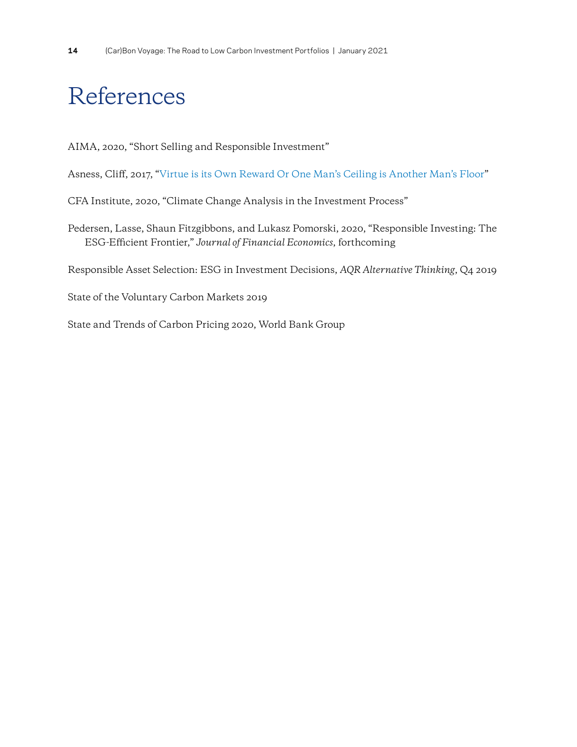# References

AIMA, 2020, "Short Selling and Responsible Investment"

Asness, Cliff, 2017, "Virtue is its Own Reward Or One Man's Ceiling is Another Man's Floor"

CFA Institute, 2020, "Climate Change Analysis in the Investment Process"

Pedersen, Lasse, Shaun Fitzgibbons, and Lukasz Pomorski, 2020, "Responsible Investing: The ESG-Efficient Frontier," *Journal of Financial Economics*, forthcoming

Responsible Asset Selection: ESG in Investment Decisions, *AQR Alternative Thinking*, Q4 2019

State of the Voluntary Carbon Markets 2019

State and Trends of Carbon Pricing 2020, World Bank Group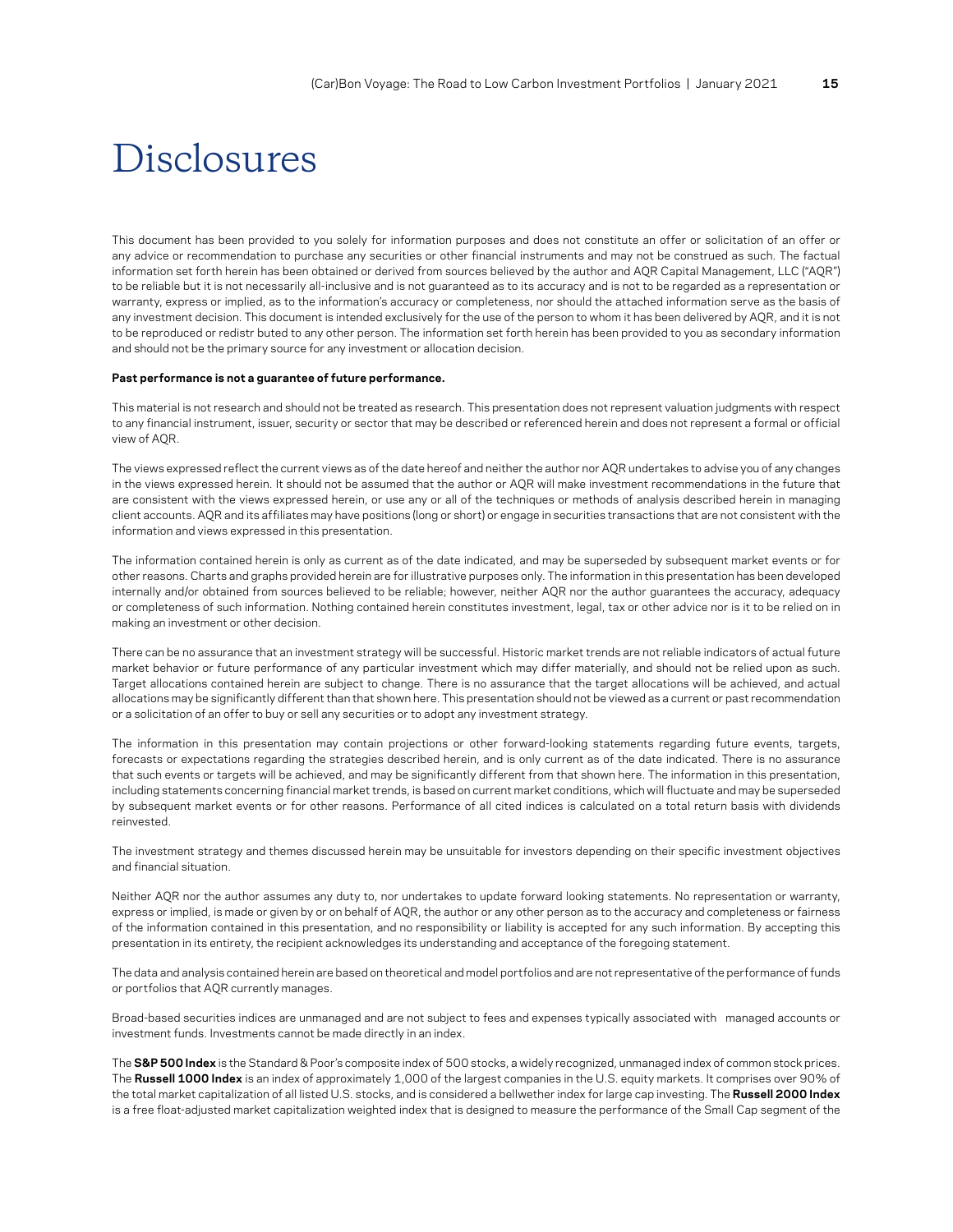# Disclosures

This document has been provided to you solely for information purposes and does not constitute an offer or solicitation of an offer or any advice or recommendation to purchase any securities or other financial instruments and may not be construed as such. The factual information set forth herein has been obtained or derived from sources believed by the author and AQR Capital Management, LLC ("AQR") to be reliable but it is not necessarily all-inclusive and is not guaranteed as to its accuracy and is not to be regarded as a representation or warranty, express or implied, as to the information's accuracy or completeness, nor should the attached information serve as the basis of any investment decision. This document is intended exclusively for the use of the person to whom it has been delivered by AQR, and it is not to be reproduced or redistr buted to any other person. The information set forth herein has been provided to you as secondary information and should not be the primary source for any investment or allocation decision.

**Past performance is not a guarantee of future performance.**

This material is not research and should not be treated as research. This presentation does not represent valuation judgments with respect to any financial instrument, issuer, security or sector that may be described or referenced herein and does not represent a formal or official view of AQR.

The views expressed reflect the current views as of the date hereof and neither the author nor AQR undertakes to advise you of any changes in the views expressed herein. It should not be assumed that the author or AQR will make investment recommendations in the future that are consistent with the views expressed herein, or use any or all of the techniques or methods of analysis described herein in managing client accounts. AQR and its affiliates may have positions (long or short) or engage in securities transactions that are not consistent with the information and views expressed in this presentation.

The information contained herein is only as current as of the date indicated, and may be superseded by subsequent market events or for other reasons. Charts and graphs provided herein are for illustrative purposes only. The information in this presentation has been developed internally and/or obtained from sources believed to be reliable; however, neither AQR nor the author guarantees the accuracy, adequacy or completeness of such information. Nothing contained herein constitutes investment, legal, tax or other advice nor is it to be relied on in making an investment or other decision.

There can be no assurance that an investment strategy will be successful. Historic market trends are not reliable indicators of actual future market behavior or future performance of any particular investment which may differ materially, and should not be relied upon as such. Target allocations contained herein are subject to change. There is no assurance that the target allocations will be achieved, and actual allocations may be significantly different than that shown here. This presentation should not be viewed as a current or past recommendation or a solicitation of an offer to buy or sell any securities or to adopt any investment strategy.

The information in this presentation may contain projections or other forward-looking statements regarding future events, targets, forecasts or expectations regarding the strategies described herein, and is only current as of the date indicated. There is no assurance that such events or targets will be achieved, and may be significantly different from that shown here. The information in this presentation, including statements concerning financial market trends, is based on current market conditions, which will fluctuate and may be superseded by subsequent market events or for other reasons. Performance of all cited indices is calculated on a total return basis with dividends reinvested.

The investment strategy and themes discussed herein may be unsuitable for investors depending on their specific investment objectives and financial situation.

Neither AQR nor the author assumes any duty to, nor undertakes to update forward looking statements. No representation or warranty, express or implied, is made or given by or on behalf of AQR, the author or any other person as to the accuracy and completeness or fairness of the information contained in this presentation, and no responsibility or liability is accepted for any such information. By accepting this presentation in its entirety, the recipient acknowledges its understanding and acceptance of the foregoing statement.

The data and analysis contained herein are based on theoretical and model portfolios and are not representative of the performance of funds or portfolios that AQR currently manages.

Broad-based securities indices are unmanaged and are not subject to fees and expenses typically associated with managed accounts or investment funds. Investments cannot be made directly in an index.

The **S&P 500 Index** is the Standard & Poor's composite index of 500 stocks, a widely recognized, unmanaged index of common stock prices. The **Russell 1000 Index** is an index of approximately 1,000 of the largest companies in the U.S. equity markets. It comprises over 90% of the total market capitalization of all listed U.S. stocks, and is considered a bellwether index for large cap investing. The **Russell 2000 Index** is a free float-adjusted market capitalization weighted index that is designed to measure the performance of the Small Cap segment of the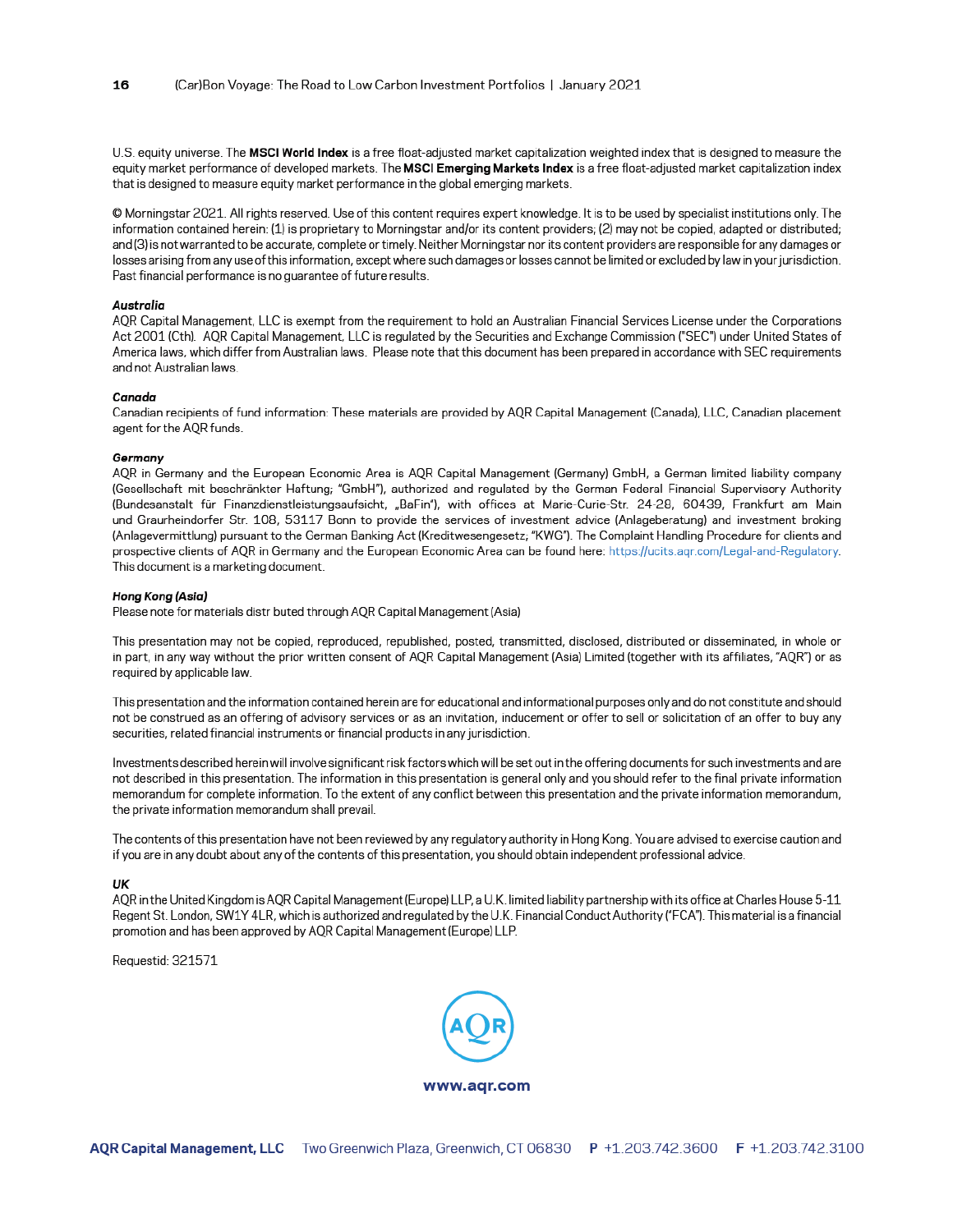U.S. equity universe. The **MSCI World Index** is a free float-adjusted market capitalization weighted index that is designed to measure the equity market performance of developed markets. The **MSCI Emerging Markets Index** is a free float-adjusted market capitalization index that is designed to measure equity market performance in the global emerging markets.

© Morningstar 2021. All rights reserved. Use of this content requires expert knowledge. It is to be used by specialist institutions only. The information contained herein: (1) is proprietary to Morningstar and/or its content providers; (2) may not be copied, adapted or distributed; and (3) is not warranted to be accurate, complete or timely. Neither Morningstar nor its content providers are responsible for any damages or losses arising from any use of this information, except where such damages or losses cannot be limited or excluded by law in your jurisdiction. Past financial performance is no guarantee of future results.

***Australia***
AQR Capital Management, LLC is exempt from the requirement to hold an Australian Financial Services License under the Corporations Act 2001 (Cth). AQR Capital Management, LLC is regulated by the Securities and Exchange Commission ("SEC") under United States of America laws, which differ from Australian laws. Please note that this document has been prepared in accordance with SEC requirements and not Australian laws.

***Canada***
Canadian recipients of fund information: These materials are provided by AQR Capital Management (Canada), LLC, Canadian placement agent for the AQR funds.

***Germany***
AQR in Germany and the European Economic Area is AQR Capital Management (Germany) GmbH, a German limited liability company (Gesellschaft mit beschränkter Haftung; "GmbH"), authorized and regulated by the German Federal Financial Supervisory Authority (Bundesanstalt für Finanzdienstleistungsaufsicht, „BaFin"), with offices at Marie-Curie-Str. 24-28, 60439, Frankfurt am Main und Graurheindorfer Str. 108, 53117 Bonn to provide the services of investment advice (Anlageberatung) and investment broking (Anlagevermittlung) pursuant to the German Banking Act (Kreditwesengesetz; "KWG"). The Complaint Handling Procedure for clients and prospective clients of AQR in Germany and the European Economic Area can be found here: https://ucits.aqr.com/Legal-and-Regulatory. This document is a marketing document.

***Hong Kong (Asia)***
Please note for materials distr buted through AQR Capital Management (Asia)

This presentation may not be copied, reproduced, republished, posted, transmitted, disclosed, distributed or disseminated, in whole or in part, in any way without the prior written consent of AQR Capital Management (Asia) Limited (together with its affiliates, "AQR") or as required by applicable law.

This presentation and the information contained herein are for educational and informational purposes only and do not constitute and should not be construed as an offering of advisory services or as an invitation, inducement or offer to sell or solicitation of an offer to buy any securities, related financial instruments or financial products in any jurisdiction.

Investments described herein will involve significant risk factors which will be set out in the offering documents for such investments and are not described in this presentation. The information in this presentation is general only and you should refer to the final private information memorandum for complete information. To the extent of any conflict between this presentation and the private information memorandum, the private information memorandum shall prevail.

The contents of this presentation have not been reviewed by any regulatory authority in Hong Kong. You are advised to exercise caution and if you are in any doubt about any of the contents of this presentation, you should obtain independent professional advice.

***UK***
AQR in the United Kingdom is AQR Capital Management (Europe) LLP, a U.K. limited liability partnership with its office at Charles House 5-11 Regent St. London, SW1Y 4LR, which is authorized and regulated by the U.K. Financial Conduct Authority ("FCA"). This material is a financial promotion and has been approved by AQR Capital Management (Europe) LLP.

Requestid: 321571

AQR

**www.aqr.com**

**AQR Capital Management, LLC** Two Greenwich Plaza, Greenwich, CT 06830 **P** +1.203.742.3600 **F** +1.203.742.3100